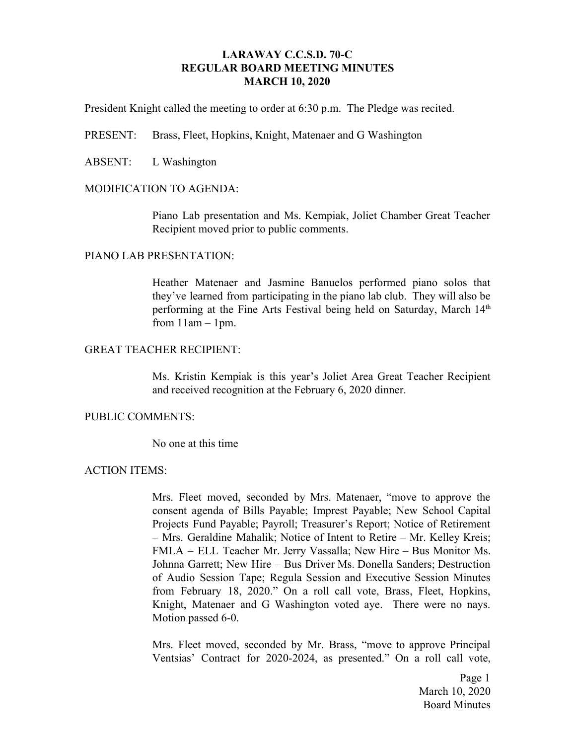# LARAWAY C.C.S.D. 70-C
## REGULAR BOARD MEETING MINUTES
## MARCH 10, 2020

President Knight called the meeting to order at 6:30 p.m. The Pledge was recited.

PRESENT: Brass, Fleet, Hopkins, Knight, Matenaer and G Washington

ABSENT: L Washington

MODIFICATION TO AGENDA:

Piano Lab presentation and Ms. Kempiak, Joliet Chamber Great Teacher Recipient moved prior to public comments.

PIANO LAB PRESENTATION:

Heather Matenaer and Jasmine Banuelos performed piano solos that they've learned from participating in the piano lab club. They will also be performing at the Fine Arts Festival being held on Saturday, March 14th from 11am – 1pm.

GREAT TEACHER RECIPIENT:

Ms. Kristin Kempiak is this year's Joliet Area Great Teacher Recipient and received recognition at the February 6, 2020 dinner.

PUBLIC COMMENTS:

No one at this time

ACTION ITEMS:

Mrs. Fleet moved, seconded by Mrs. Matenaer, "move to approve the consent agenda of Bills Payable; Imprest Payable; New School Capital Projects Fund Payable; Payroll; Treasurer's Report; Notice of Retirement – Mrs. Geraldine Mahalik; Notice of Intent to Retire – Mr. Kelley Kreis; FMLA – ELL Teacher Mr. Jerry Vassalla; New Hire – Bus Monitor Ms. Johnna Garrett; New Hire – Bus Driver Ms. Donella Sanders; Destruction of Audio Session Tape; Regula Session and Executive Session Minutes from February 18, 2020." On a roll call vote, Brass, Fleet, Hopkins, Knight, Matenaer and G Washington voted aye. There were no nays. Motion passed 6-0.

Mrs. Fleet moved, seconded by Mr. Brass, "move to approve Principal Ventsias' Contract for 2020-2024, as presented." On a roll call vote,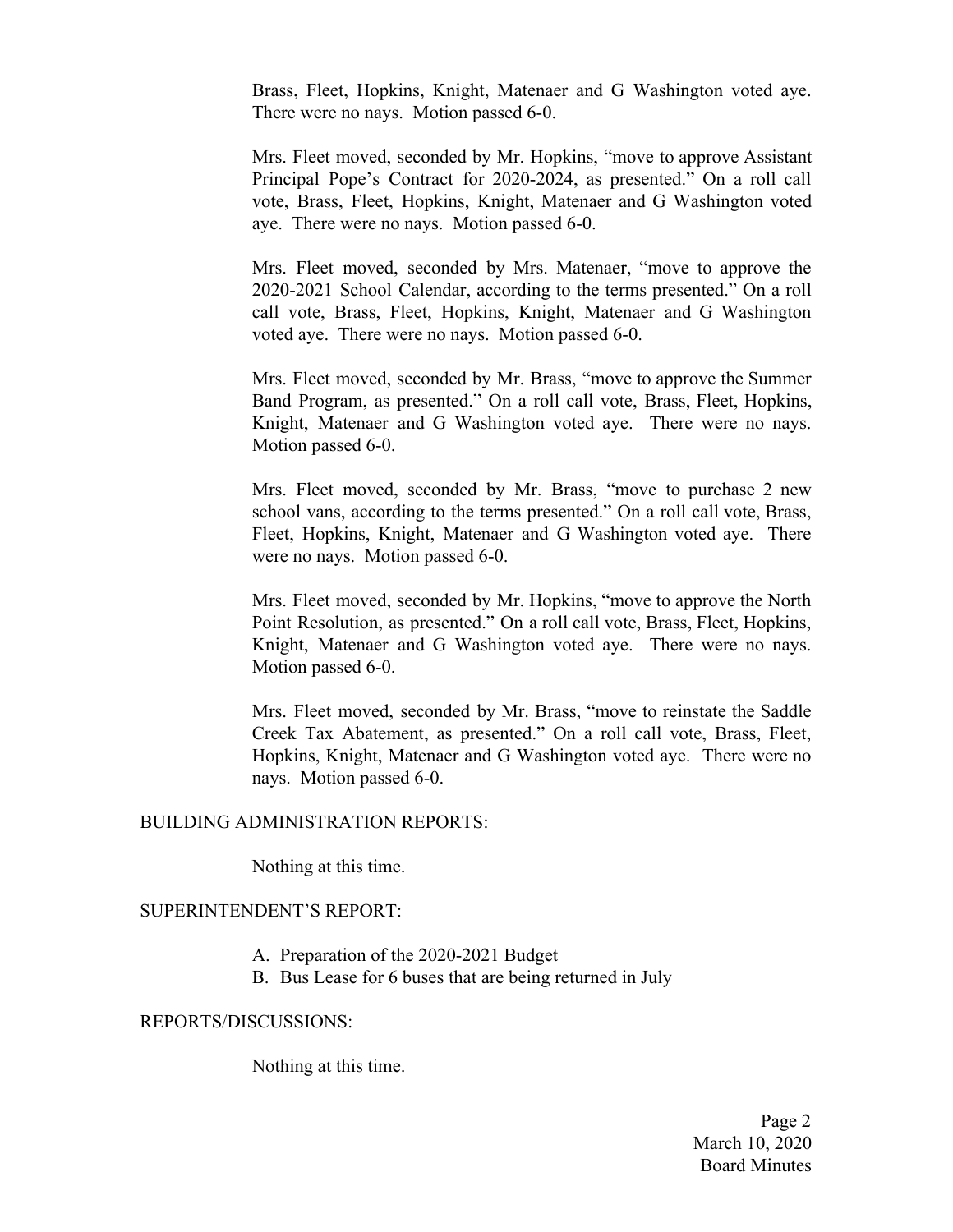Brass, Fleet, Hopkins, Knight, Matenaer and G Washington voted aye. There were no nays. Motion passed 6-0.

Mrs. Fleet moved, seconded by Mr. Hopkins, "move to approve Assistant Principal Pope's Contract for 2020-2024, as presented." On a roll call vote, Brass, Fleet, Hopkins, Knight, Matenaer and G Washington voted aye. There were no nays. Motion passed 6-0.

Mrs. Fleet moved, seconded by Mrs. Matenaer, "move to approve the 2020-2021 School Calendar, according to the terms presented." On a roll call vote, Brass, Fleet, Hopkins, Knight, Matenaer and G Washington voted aye. There were no nays. Motion passed 6-0.

Mrs. Fleet moved, seconded by Mr. Brass, "move to approve the Summer Band Program, as presented." On a roll call vote, Brass, Fleet, Hopkins, Knight, Matenaer and G Washington voted aye. There were no nays. Motion passed 6-0.

Mrs. Fleet moved, seconded by Mr. Brass, "move to purchase 2 new school vans, according to the terms presented." On a roll call vote, Brass, Fleet, Hopkins, Knight, Matenaer and G Washington voted aye. There were no nays. Motion passed 6-0.

Mrs. Fleet moved, seconded by Mr. Hopkins, "move to approve the North Point Resolution, as presented." On a roll call vote, Brass, Fleet, Hopkins, Knight, Matenaer and G Washington voted aye. There were no nays. Motion passed 6-0.

Mrs. Fleet moved, seconded by Mr. Brass, "move to reinstate the Saddle Creek Tax Abatement, as presented." On a roll call vote, Brass, Fleet, Hopkins, Knight, Matenaer and G Washington voted aye. There were no nays. Motion passed 6-0.

BUILDING ADMINISTRATION REPORTS:

Nothing at this time.

SUPERINTENDENT'S REPORT:

A. Preparation of the 2020-2021 Budget
B. Bus Lease for 6 buses that are being returned in July

REPORTS/DISCUSSIONS:

Nothing at this time.

March 10, 2020
Board Minutes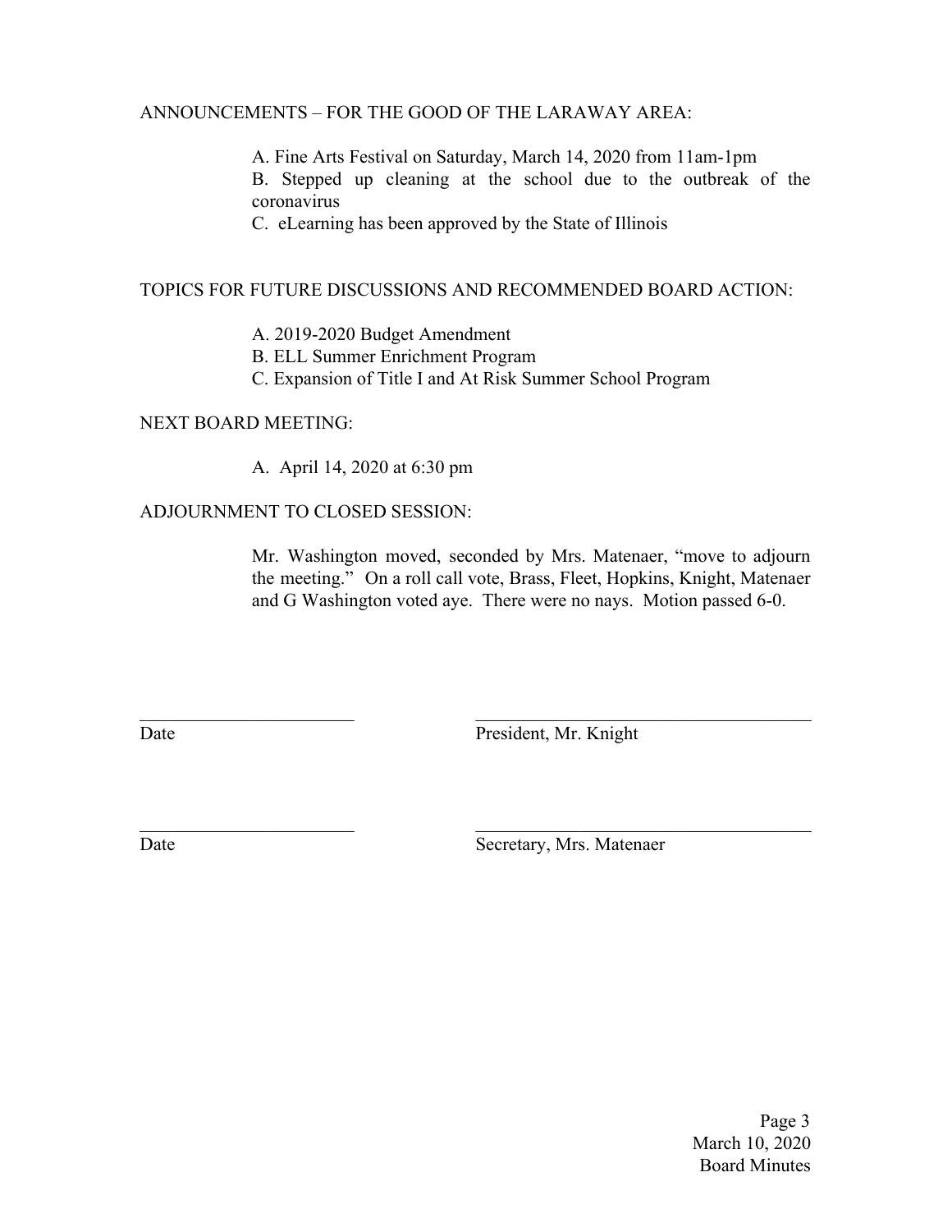## ANNOUNCEMENTS – FOR THE GOOD OF THE LARAWAY AREA:

A. Fine Arts Festival on Saturday, March 14, 2020 from 11am-1pm  
B. Stepped up cleaning at the school due to the outbreak of the coronavirus  
C. eLearning has been approved by the State of Illinois

## TOPICS FOR FUTURE DISCUSSIONS AND RECOMMENDED BOARD ACTION:

A. 2019-2020 Budget Amendment  
B. ELL Summer Enrichment Program  
C. Expansion of Title I and At Risk Summer School Program

## NEXT BOARD MEETING:

A. April 14, 2020 at 6:30 pm

## ADJOURNMENT TO CLOSED SESSION:

Mr. Washington moved, seconded by Mrs. Matenaer, "move to adjourn the meeting." On a roll call vote, Brass, Fleet, Hopkins, Knight, Matenaer and G Washington voted aye. There were no nays. Motion passed 6-0.

______________________ ______________________________________

Date President, Mr. Knight

______________________ ______________________________________

Date Secretary, Mrs. Matenaer